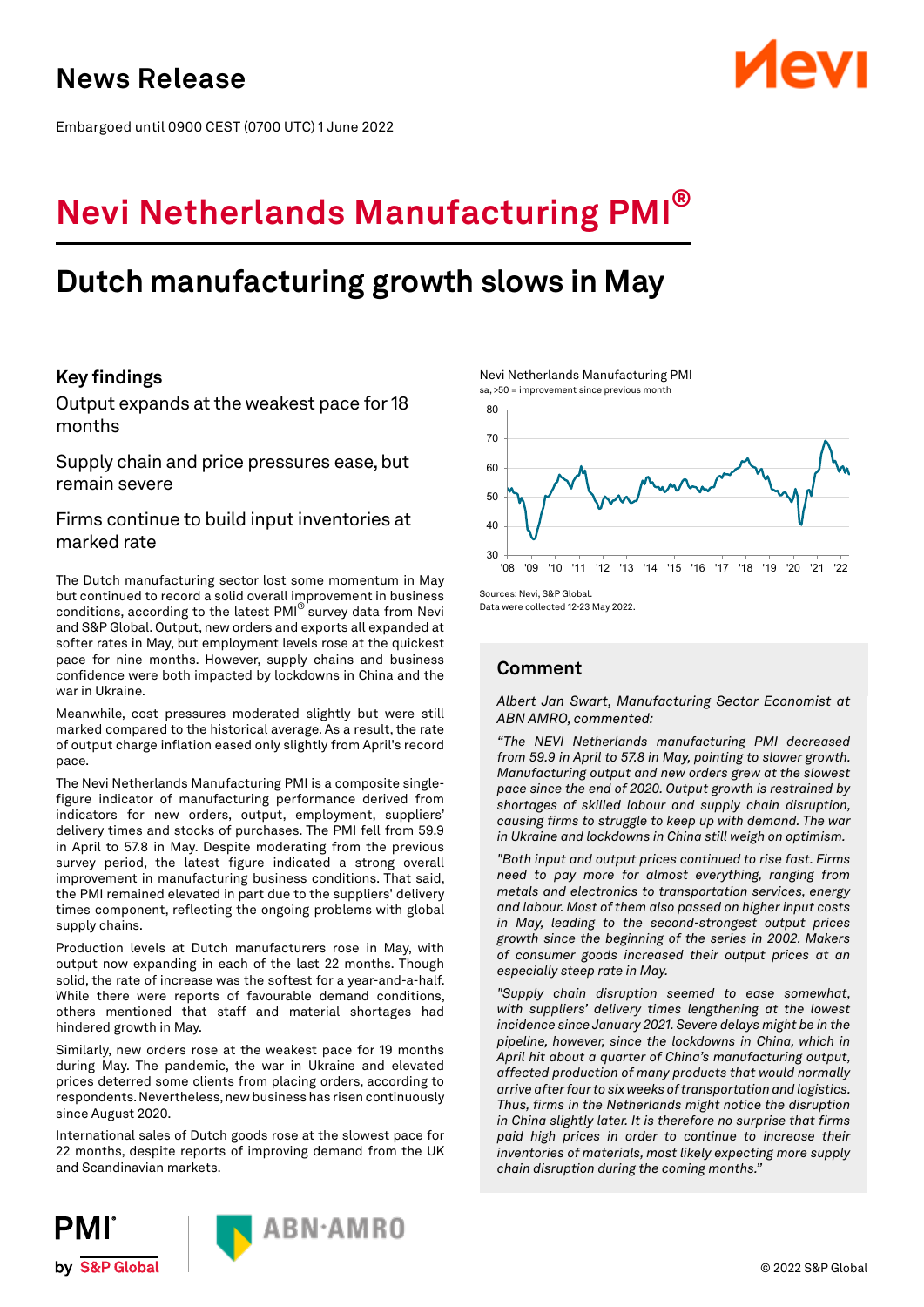# News Release

Embargoed until 0900 CEST (0700 UTC) 1 June 2022

# Nevi Netherlands Manufacturing PMI®

## Dutch manufacturing growth slows in May

### Key findings

Output expands at the weakest pace for 18 months

Supply chain and price pressures ease, but remain severe

Firms continue to build input inventories at marked rate

The Dutch manufacturing sector lost some momentum in May but continued to record a solid overall improvement in business conditions, according to the latest PMI® survey data from Nevi and S&P Global. Output, new orders and exports all expanded at softer rates in May, but employment levels rose at the quickest pace for nine months. However, supply chains and business confidence were both impacted by lockdowns in China and the war in Ukraine.

Meanwhile, cost pressures moderated slightly but were still marked compared to the historical average. As a result, the rate of output charge inflation eased only slightly from April's record pace.

The Nevi Netherlands Manufacturing PMI is a composite single-figure indicator of manufacturing performance derived from indicators for new orders, output, employment, suppliers' delivery times and stocks of purchases. The PMI fell from 59.9 in April to 57.8 in May. Despite moderating from the previous survey period, the latest figure indicated a strong overall improvement in manufacturing business conditions. That said, the PMI remained elevated in part due to the suppliers' delivery times component, reflecting the ongoing problems with global supply chains.

Production levels at Dutch manufacturers rose in May, with output now expanding in each of the last 22 months. Though solid, the rate of increase was the softest for a year-and-a-half. While there were reports of favourable demand conditions, others mentioned that staff and material shortages had hindered growth in May.

Similarly, new orders rose at the weakest pace for 19 months during May. The pandemic, the war in Ukraine and elevated prices deterred some clients from placing orders, according to respondents. Nevertheless, new business has risen continuously since August 2020.

International sales of Dutch goods rose at the slowest pace for 22 months, despite reports of improving demand from the UK and Scandinavian markets.

Nevi Netherlands Manufacturing PMI
sa, >50 = improvement since previous month

Sources: Nevi, S&P Global.
Data were collected 12-23 May 2022.

### Comment

*Albert Jan Swart, Manufacturing Sector Economist at ABN AMRO, commented:*

*"The NEVI Netherlands manufacturing PMI decreased from 59.9 in April to 57.8 in May, pointing to slower growth. Manufacturing output and new orders grew at the slowest pace since the end of 2020. Output growth is restrained by shortages of skilled labour and supply chain disruption, causing firms to struggle to keep up with demand. The war in Ukraine and lockdowns in China still weigh on optimism.*

*"Both input and output prices continued to rise fast. Firms need to pay more for almost everything, ranging from metals and electronics to transportation services, energy and labour. Most of them also passed on higher input costs in May, leading to the second-strongest output prices growth since the beginning of the series in 2002. Makers of consumer goods increased their output prices at an especially steep rate in May.*

*"Supply chain disruption seemed to ease somewhat, with suppliers' delivery times lengthening at the lowest incidence since January 2021. Severe delays might be in the pipeline, however, since the lockdowns in China, which in April hit about a quarter of China's manufacturing output, affected production of many products that would normally arrive after four to six weeks of transportation and logistics. Thus, firms in the Netherlands might notice the disruption in China slightly later. It is therefore no surprise that firms paid high prices in order to continue to increase their inventories of materials, most likely expecting more supply chain disruption during the coming months."*

© 2022 S&P Global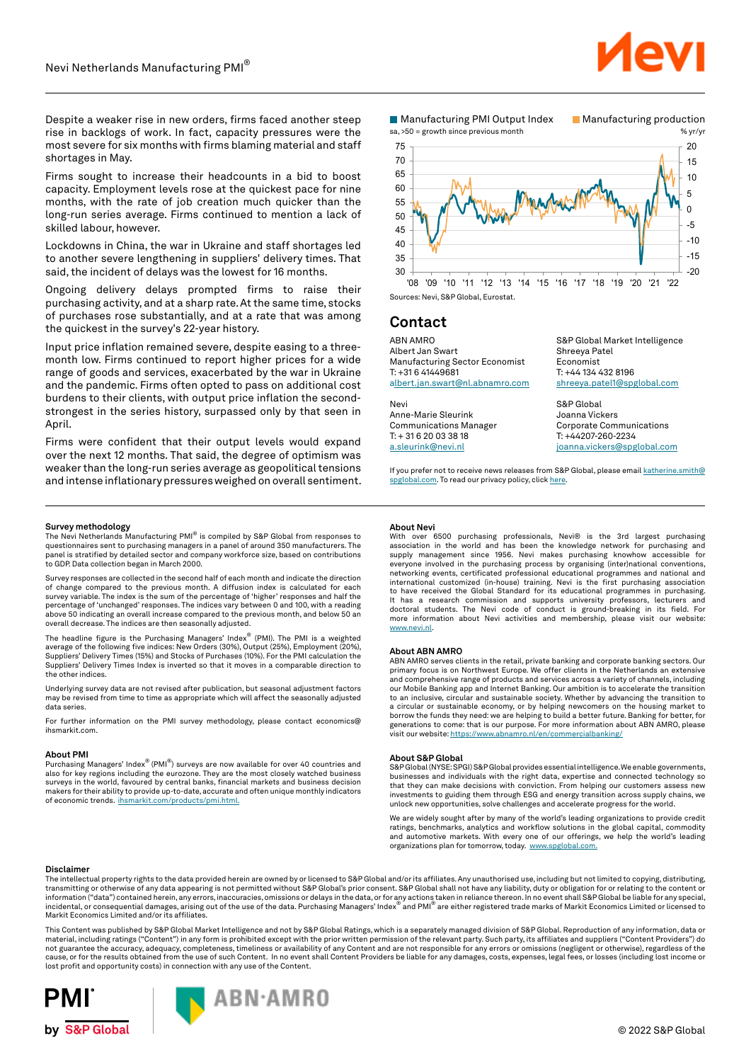Despite a weaker rise in new orders, firms faced another steep rise in backlogs of work. In fact, capacity pressures were the most severe for six months with firms blaming material and staff shortages in May.

Firms sought to increase their headcounts in a bid to boost capacity. Employment levels rose at the quickest pace for nine months, with the rate of job creation much quicker than the long-run series average. Firms continued to mention a lack of skilled labour, however.

Lockdowns in China, the war in Ukraine and staff shortages led to another severe lengthening in suppliers' delivery times. That said, the incident of delays was the lowest for 16 months.

Ongoing delivery delays prompted firms to raise their purchasing activity, and at a sharp rate. At the same time, stocks of purchases rose substantially, and at a rate that was among the quickest in the survey's 22-year history.

Input price inflation remained severe, despite easing to a three-month low. Firms continued to report higher prices for a wide range of goods and services, exacerbated by the war in Ukraine and the pandemic. Firms often opted to pass on additional cost burdens to their clients, with output price inflation the second-strongest in the series history, surpassed only by that seen in April.

Firms were confident that their output levels would expand over the next 12 months. That said, the degree of optimism was weaker than the long-run series average as geopolitical tensions and intense inflationary pressures weighed on overall sentiment.

Manufacturing PMI Output Index
Manufacturing production
sa, >50 = growth since previous month
% yr/yr
75 70 65 60 55 50 45 40 35 30
20 15 10 5 0 -5 -10 -15 -20
'08 '09 '10 '11 '12 '13 '14 '15 '16 '17 '18 '19 '20 '21 '22

Sources: Nevi, S&P Global, Eurostat.

## Contact

ABN AMRO
Albert Jan Swart
Manufacturing Sector Economist
T: +31 6 41449681
albert.jan.swart@nl.abnamro.com

S&P Global Market Intelligence
Shreeya Patel
Economist
T: +44 134 432 8196
shreeya.patel1@spglobal.com

Nevi
Anne-Marie Sleurink
Communications Manager
T: + 31 6 20 03 38 18
a.sleurink@nevi.nl

S&P Global
Joanna Vickers
Corporate Communications
T: +44207-260-2234
joanna.vickers@spglobal.com

If you prefer not to receive news releases from S&P Global, please email katherine.smith@spglobal.com. To read our privacy policy, click here.

### Survey methodology

The Nevi Netherlands Manufacturing PMI® is compiled by S&P Global from responses to questionnaires sent to purchasing managers in a panel of around 350 manufacturers. The panel is stratified by detailed sector and company workforce size, based on contributions to GDP. Data collection began in March 2000.

Survey responses are collected in the second half of each month and indicate the direction of change compared to the previous month. A diffusion index is calculated for each survey variable. The index is the sum of the percentage of 'higher' responses and half the percentage of 'unchanged' responses. The indices vary between 0 and 100, with a reading above 50 indicating an overall increase compared to the previous month, and below 50 an overall decrease. The indices are then seasonally adjusted.

The headline figure is the Purchasing Managers' Index® (PMI). The PMI is a weighted average of the following five indices: New Orders (30%), Output (25%), Employment (20%), Suppliers' Delivery Times (15%) and Stocks of Purchases (10%). For the PMI calculation the Suppliers' Delivery Times Index is inverted so that it moves in a comparable direction to the other indices.

Underlying survey data are not revised after publication, but seasonal adjustment factors may be revised from time to time as appropriate which will affect the seasonally adjusted data series.

For further information on the PMI survey methodology, please contact economics@ihsmarkit.com.

### About PMI

Purchasing Managers' Index® (PMI®) surveys are now available for over 40 countries and also for key regions including the eurozone. They are the most closely watched business surveys in the world, favoured by central banks, financial markets and business decision makers for their ability to provide up-to-date, accurate and often unique monthly indicators of economic trends. ihsmarkit.com/products/pmi.html.

### About Nevi

With over 6500 purchasing professionals, Nevi® is the 3rd largest purchasing association in the world and has been the knowledge network for purchasing and supply management since 1956. Nevi makes purchasing knowhow accessible for everyone involved in the purchasing process by organising (inter)national conventions, networking events, certificated professional educational programmes and national and international customized (in-house) training. Nevi is the first purchasing association to have received the Global Standard for its educational programmes in purchasing. It has a research commission and supports university professors, lecturers and doctoral students. The Nevi code of conduct is ground-breaking in its field. For more information about Nevi activities and membership, please visit our website: www.nevi.nl.

### About ABN AMRO

ABN AMRO serves clients in the retail, private banking and corporate banking sectors. Our primary focus is on Northwest Europe. We offer clients in the Netherlands an extensive and comprehensive range of products and services across a variety of channels, including our Mobile Banking app and Internet Banking. Our ambition is to accelerate the transition to an inclusive, circular and sustainable society. Whether by advancing the transition to a circular or sustainable economy, or by helping newcomers on the housing market to borrow the funds they need: we are helping to build a better future. Banking for better, for generations to come: that is our purpose. For more information about ABN AMRO, please visit our website: https://www.abnamro.nl/en/commercialbanking/

### About S&P Global

S&P Global (NYSE: SPGI) S&P Global provides essential intelligence. We enable governments, businesses and individuals with the right data, expertise and connected technology so that they can make decisions with conviction. From helping our customers assess new investments to guiding them through ESG and energy transition across supply chains, we unlock new opportunities, solve challenges and accelerate progress for the world.

We are widely sought after by many of the world's leading organizations to provide credit ratings, benchmarks, analytics and workflow solutions in the global capital, commodity and automotive markets. With every one of our offerings, we help the world's leading organizations plan for tomorrow, today. www.spglobal.com.

### Disclaimer

The intellectual property rights to the data provided herein are owned by or licensed to S&P Global and/or its affiliates. Any unauthorised use, including but not limited to copying, distributing, transmitting or otherwise of any data appearing is not permitted without S&P Global's prior consent. S&P Global shall not have any liability, duty or obligation for or relating to the content or information ("data") contained herein, any errors, inaccuracies, omissions or delays in the data, or for any actions taken in reliance thereon. In no event shall S&P Global be liable for any special, incidental, or consequential damages, arising out of the use of the data. Purchasing Managers' Index® and PMI® are either registered trade marks of Markit Economics Limited or licensed to Markit Economics Limited and/or its affiliates.

This Content was published by S&P Global Market Intelligence and not by S&P Global Ratings, which is a separately managed division of S&P Global. Reproduction of any information, data or material, including ratings ("Content") in any form is prohibited except with the prior written permission of the relevant party. Such party, its affiliates and suppliers ("Content Providers") do not guarantee the accuracy, adequacy, completeness, timeliness or availability of any Content and are not responsible for any errors or omissions (negligent or otherwise), regardless of the cause, or for the results obtained from the use of such Content. In no event shall Content Providers be liable for any damages, costs, expenses, legal fees, or losses (including lost income or lost profit and opportunity costs) in connection with any use of the Content.

© 2022 S&P Global